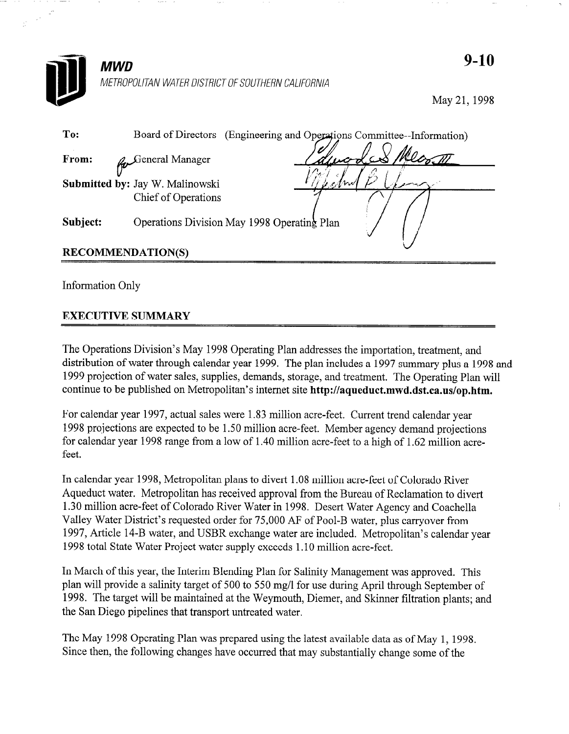# MWD

*METROPOLITAN WATER DISTRICT OF SOUTHERN CALIFORNIA*

**9-10**

May 21, 1998

**To:** Board of Directors (Engineering and Operations Committee--Information)

**From:** for General Manager

**Submitted by:** Jay W. Malinowski
Chief of Operations

**Subject:** Operations Division May 1998 Operating Plan

## RECOMMENDATION(S)

Information Only

## EXECUTIVE SUMMARY

The Operations Division's May 1998 Operating Plan addresses the importation, treatment, and distribution of water through calendar year 1999. The plan includes a 1997 summary plus a 1998 and 1999 projection of water sales, supplies, demands, storage, and treatment. The Operating Plan will continue to be published on Metropolitan's internet site **http://aqueduct.mwd.dst.ca.us/op.htm.**

For calendar year 1997, actual sales were 1.83 million acre-feet. Current trend calendar year 1998 projections are expected to be 1.50 million acre-feet. Member agency demand projections for calendar year 1998 range from a low of 1.40 million acre-feet to a high of 1.62 million acre-feet.

In calendar year 1998, Metropolitan plans to divert 1.08 million acre-feet of Colorado River Aqueduct water. Metropolitan has received approval from the Bureau of Reclamation to divert 1.30 million acre-feet of Colorado River Water in 1998. Desert Water Agency and Coachella Valley Water District's requested order for 75,000 AF of Pool-B water, plus carryover from 1997, Article 14-B water, and USBR exchange water are included. Metropolitan's calendar year 1998 total State Water Project water supply exceeds 1.10 million acre-feet.

In March of this year, the Interim Blending Plan for Salinity Management was approved. This plan will provide a salinity target of 500 to 550 mg/l for use during April through September of 1998. The target will be maintained at the Weymouth, Diemer, and Skinner filtration plants; and the San Diego pipelines that transport untreated water.

The May 1998 Operating Plan was prepared using the latest available data as of May 1, 1998. Since then, the following changes have occurred that may substantially change some of the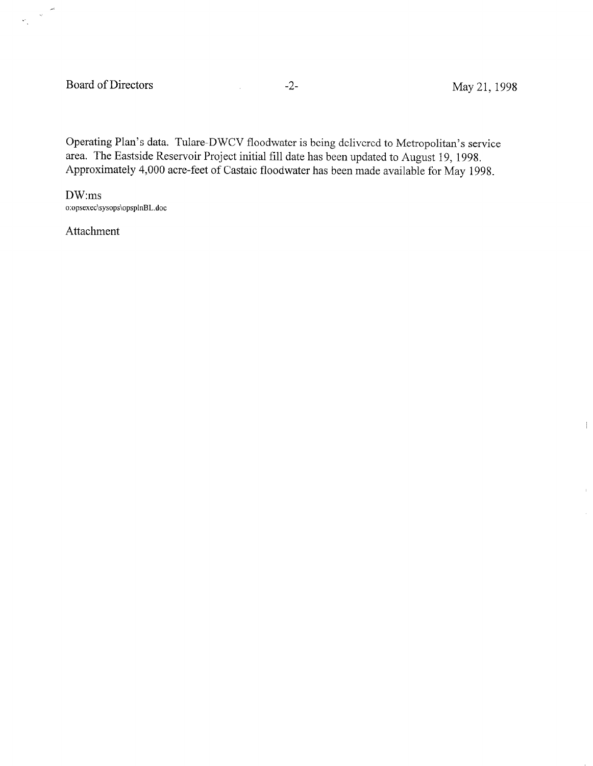Operating Plan's data. Tulare-DWCV floodwater is being delivered to Metropolitan's service area. The Eastside Reservoir Project initial fill date has been updated to August 19, 1998. Approximately 4,000 acre-feet of Castaic floodwater has been made available for May 1998.

DW:ms
o:opsexec\sysops\opsplnBL.doc

Attachment